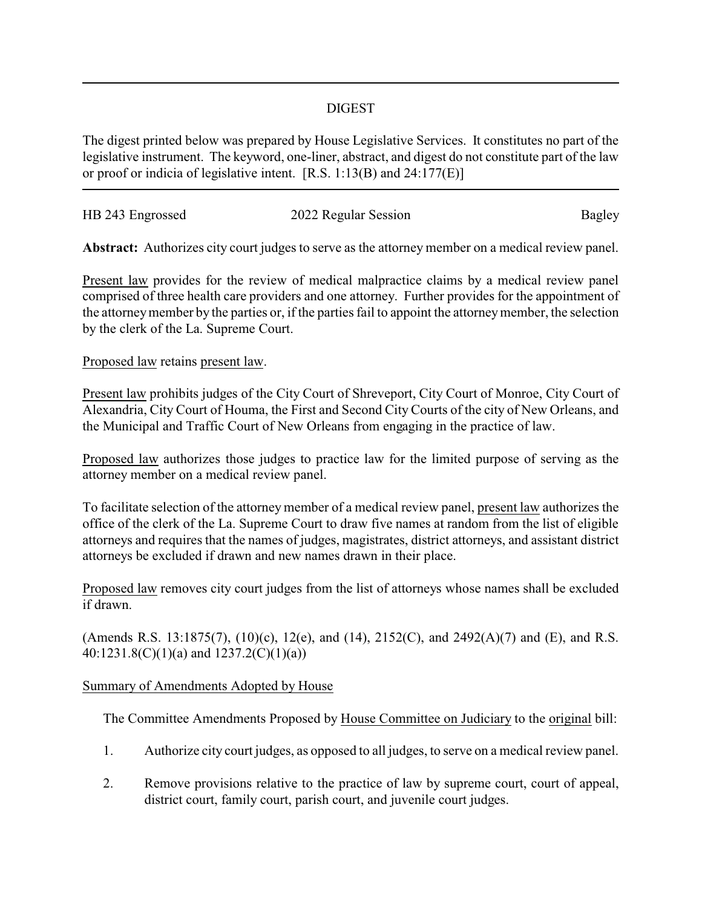# DIGEST

The digest printed below was prepared by House Legislative Services. It constitutes no part of the legislative instrument. The keyword, one-liner, abstract, and digest do not constitute part of the law or proof or indicia of legislative intent. [R.S. 1:13(B) and 24:177(E)]

---

HB 243 Engrossed | 2022 Regular Session | Bagley

**Abstract:** Authorizes city court judges to serve as the attorney member on a medical review panel.

Present law provides for the review of medical malpractice claims by a medical review panel comprised of three health care providers and one attorney. Further provides for the appointment of the attorney member by the parties or, if the parties fail to appoint the attorney member, the selection by the clerk of the La. Supreme Court.

Proposed law retains present law.

Present law prohibits judges of the City Court of Shreveport, City Court of Monroe, City Court of Alexandria, City Court of Houma, the First and Second City Courts of the city of New Orleans, and the Municipal and Traffic Court of New Orleans from engaging in the practice of law.

Proposed law authorizes those judges to practice law for the limited purpose of serving as the attorney member on a medical review panel.

To facilitate selection of the attorney member of a medical review panel, present law authorizes the office of the clerk of the La. Supreme Court to draw five names at random from the list of eligible attorneys and requires that the names of judges, magistrates, district attorneys, and assistant district attorneys be excluded if drawn and new names drawn in their place.

Proposed law removes city court judges from the list of attorneys whose names shall be excluded if drawn.

(Amends R.S. 13:1875(7), (10)(c), 12(e), and (14), 2152(C), and 2492(A)(7) and (E), and R.S. 40:1231.8(C)(1)(a) and 1237.2(C)(1)(a))

Summary of Amendments Adopted by House

The Committee Amendments Proposed by House Committee on Judiciary to the original bill:

1. Authorize city court judges, as opposed to all judges, to serve on a medical review panel.

2. Remove provisions relative to the practice of law by supreme court, court of appeal, district court, family court, parish court, and juvenile court judges.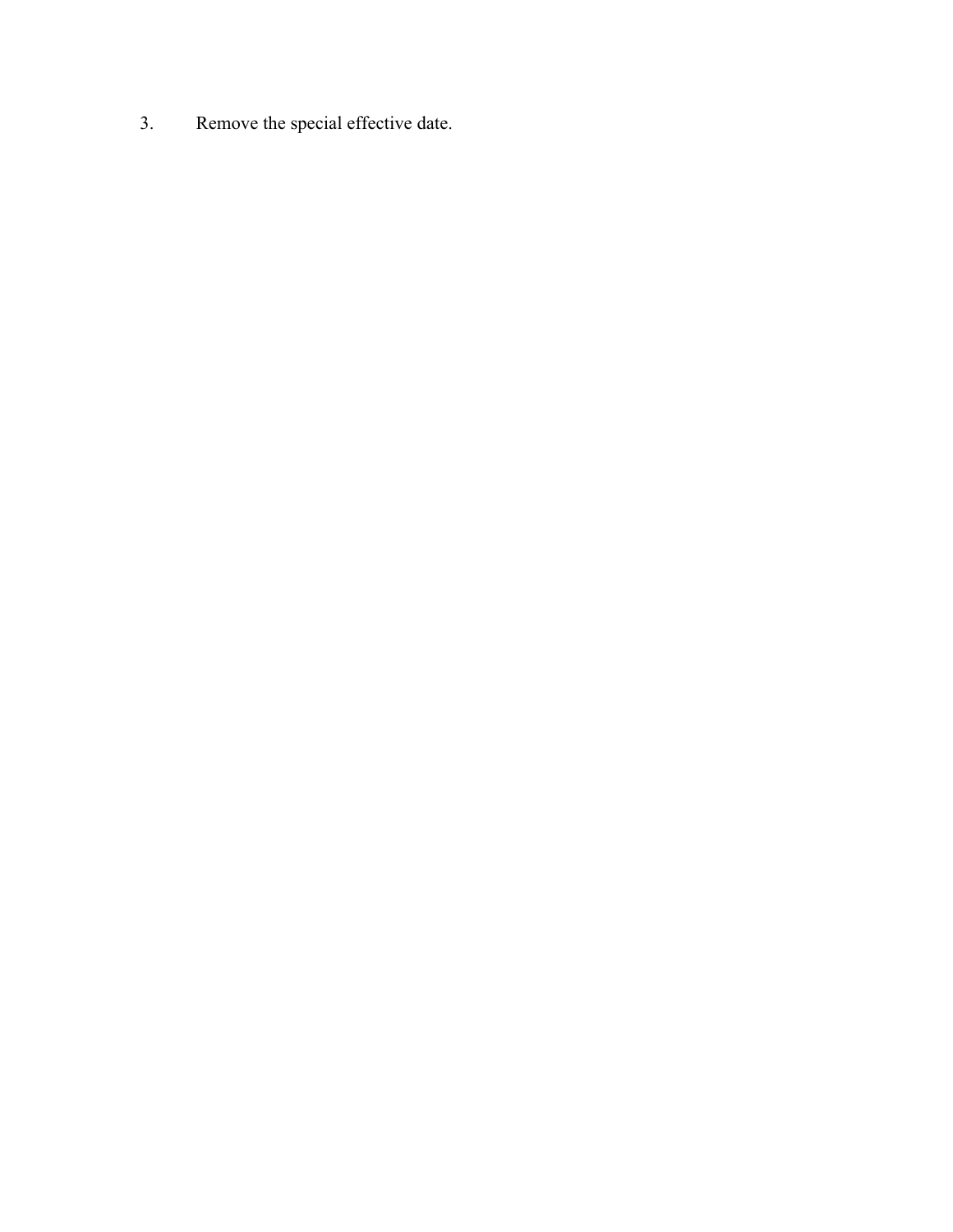3. Remove the special effective date.